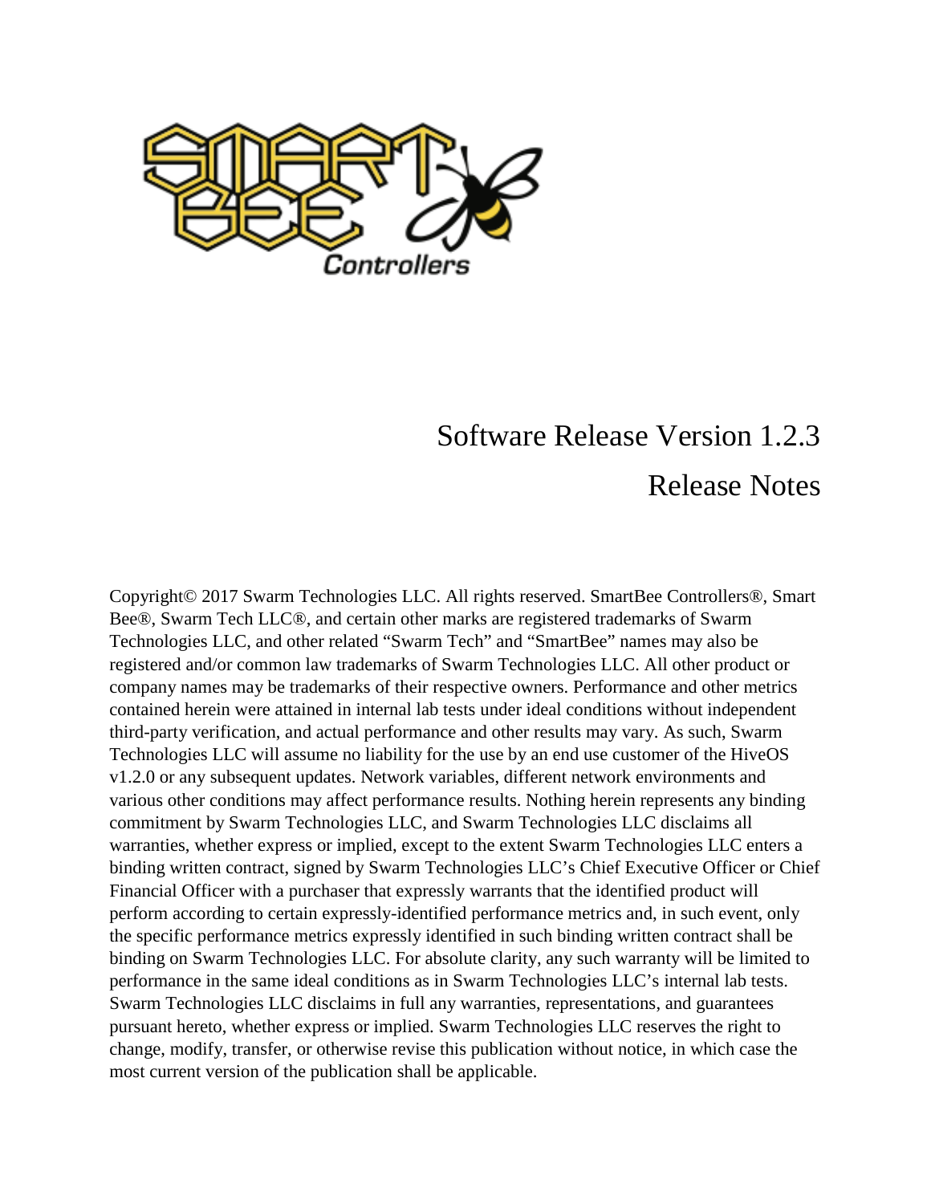# Software Release Version 1.2.3

# Release Notes

Copyright© 2017 Swarm Technologies LLC. All rights reserved. SmartBee Controllers®, Smart Bee®, Swarm Tech LLC®, and certain other marks are registered trademarks of Swarm Technologies LLC, and other related "Swarm Tech" and "SmartBee" names may also be registered and/or common law trademarks of Swarm Technologies LLC. All other product or company names may be trademarks of their respective owners. Performance and other metrics contained herein were attained in internal lab tests under ideal conditions without independent third-party verification, and actual performance and other results may vary. As such, Swarm Technologies LLC will assume no liability for the use by an end use customer of the HiveOS v1.2.0 or any subsequent updates. Network variables, different network environments and various other conditions may affect performance results. Nothing herein represents any binding commitment by Swarm Technologies LLC, and Swarm Technologies LLC disclaims all warranties, whether express or implied, except to the extent Swarm Technologies LLC enters a binding written contract, signed by Swarm Technologies LLC's Chief Executive Officer or Chief Financial Officer with a purchaser that expressly warrants that the identified product will perform according to certain expressly-identified performance metrics and, in such event, only the specific performance metrics expressly identified in such binding written contract shall be binding on Swarm Technologies LLC. For absolute clarity, any such warranty will be limited to performance in the same ideal conditions as in Swarm Technologies LLC's internal lab tests. Swarm Technologies LLC disclaims in full any warranties, representations, and guarantees pursuant hereto, whether express or implied. Swarm Technologies LLC reserves the right to change, modify, transfer, or otherwise revise this publication without notice, in which case the most current version of the publication shall be applicable.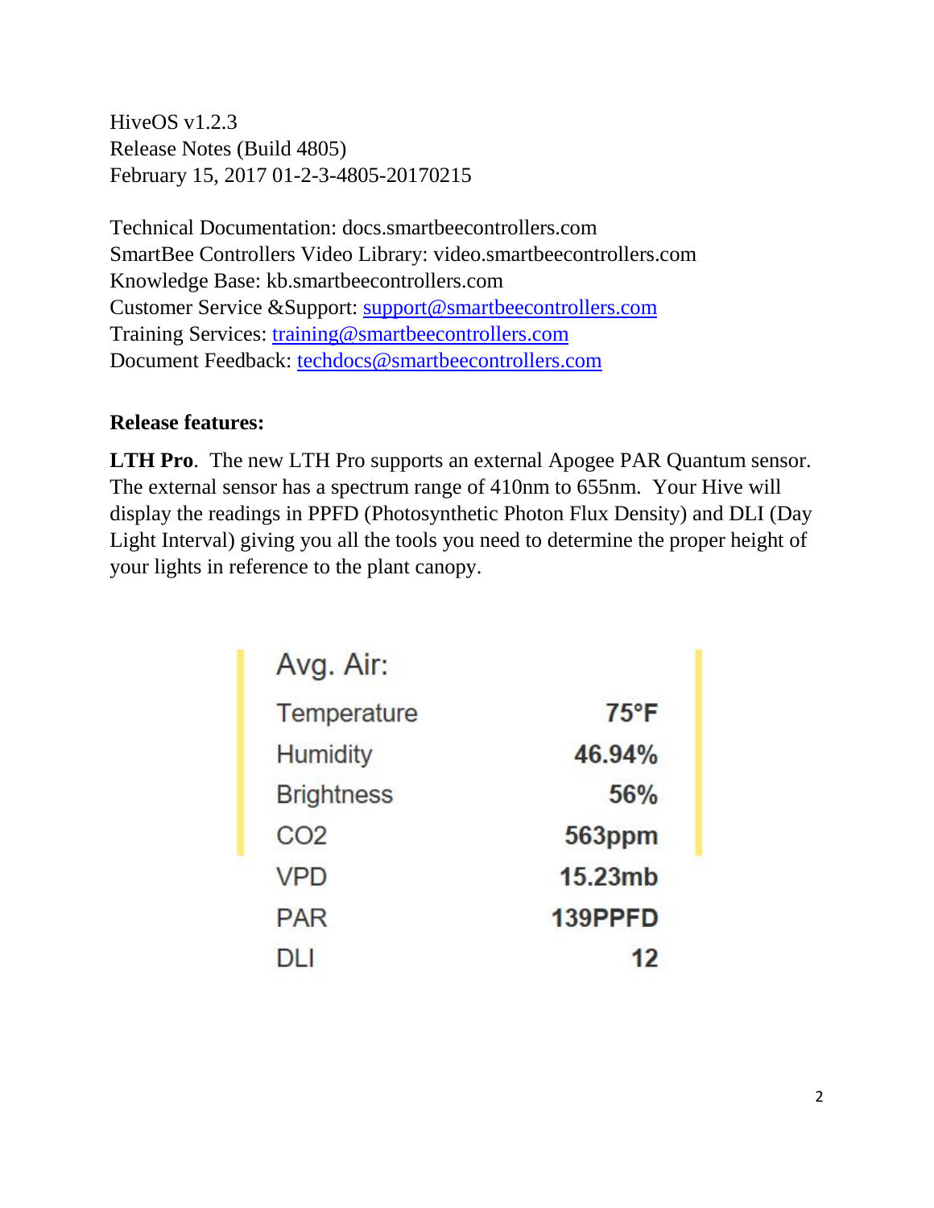HiveOS v1.2.3
Release Notes (Build 4805)
February 15, 2017 01-2-3-4805-20170215

Technical Documentation: docs.smartbeecontrollers.com
SmartBee Controllers Video Library: video.smartbeecontrollers.com
Knowledge Base: kb.smartbeecontrollers.com
Customer Service &Support: support@smartbeecontrollers.com
Training Services: training@smartbeecontrollers.com
Document Feedback: techdocs@smartbeecontrollers.com

**Release features:**

**LTH Pro**. The new LTH Pro supports an external Apogee PAR Quantum sensor. The external sensor has a spectrum range of 410nm to 655nm. Your Hive will display the readings in PPFD (Photosynthetic Photon Flux Density) and DLI (Day Light Interval) giving you all the tools you need to determine the proper height of your lights in reference to the plant canopy.

| Avg. Air: | |
|---|---|
| Temperature | 75°F |
| Humidity | 46.94% |
| Brightness | 56% |
| CO2 | 563ppm |
| VPD | 15.23mb |
| PAR | 139PPFD |
| DLI | 12 |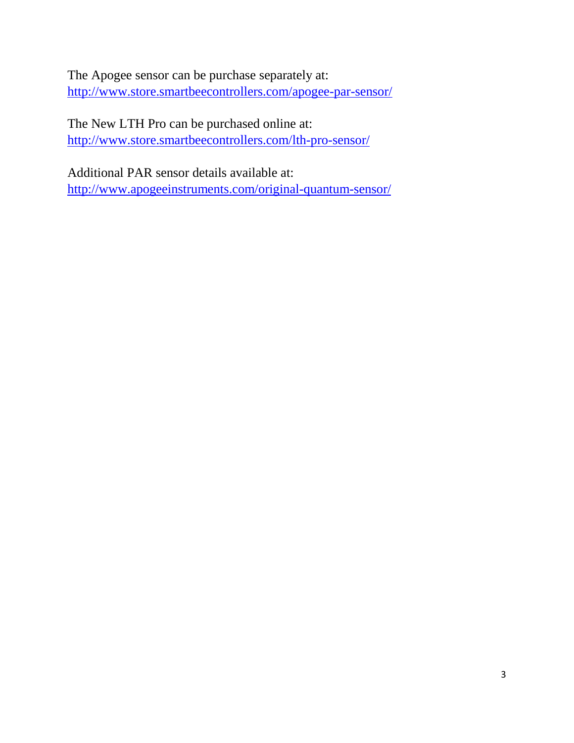The Apogee sensor can be purchase separately at:
http://www.store.smartbeecontrollers.com/apogee-par-sensor/

The New LTH Pro can be purchased online at:
http://www.store.smartbeecontrollers.com/lth-pro-sensor/

Additional PAR sensor details available at:
http://www.apogeeinstruments.com/original-quantum-sensor/